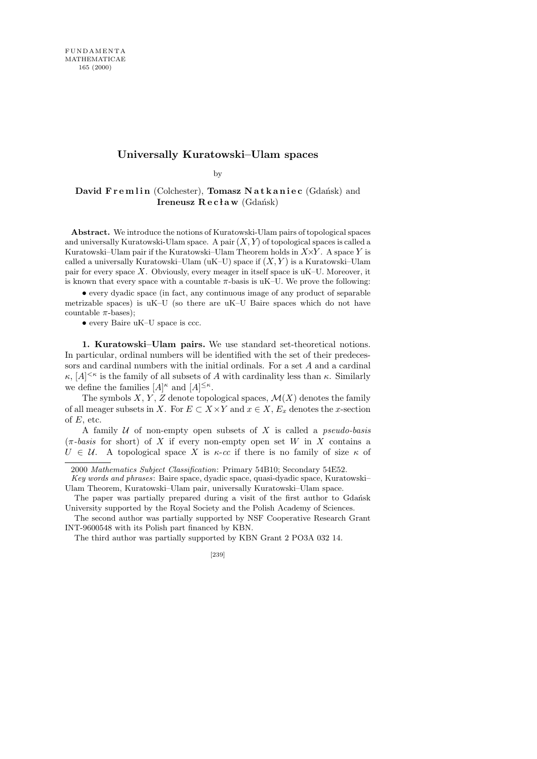# Universally Kuratowski–Ulam spaces

by

**David Fremlin** (Colchester), **Tomasz Natkaniec** (Gdańsk) and **Ireneusz Recław** (Gdańsk)

**Abstract.** We introduce the notions of Kuratowski-Ulam pairs of topological spaces and universally Kuratowski-Ulam space. A pair $(X, Y)$ of topological spaces is called a Kuratowski–Ulam pair if the Kuratowski–Ulam Theorem holds in $X \times Y$. A space $Y$ is called a universally Kuratowski–Ulam (uK–U) space if $(X, Y)$ is a Kuratowski–Ulam pair for every space $X$. Obviously, every meager in itself space is uK–U. Moreover, it is known that every space with a countable $\pi$-basis is uK–U. We prove the following:

- every dyadic space (in fact, any continuous image of any product of separable metrizable spaces) is uK–U (so there are uK–U Baire spaces which do not have countable $\pi$-bases);
- every Baire uK–U space is ccc.

**1. Kuratowski–Ulam pairs.** We use standard set-theoretical notions. In particular, ordinal numbers will be identified with the set of their predecessors and cardinal numbers with the initial ordinals. For a set $A$ and a cardinal $\kappa$, $[A]^{<\kappa}$ is the family of all subsets of $A$ with cardinality less than $\kappa$. Similarly we define the families $[A]^{\kappa}$ and $[A]^{\leq\kappa}$.

The symbols $X$, $Y$, $Z$ denote topological spaces, $\mathcal{M}(X)$ denotes the family of all meager subsets in $X$. For $E \subset X \times Y$ and $x \in X$, $E_x$ denotes the $x$-section of $E$, etc.

A family $\mathcal{U}$ of non-empty open subsets of $X$ is called a *pseudo-basis* (*$\pi$-basis* for short) of $X$ if every non-empty open set $W$ in $X$ contains a $U \in \mathcal{U}$. A topological space $X$ is *$\kappa$-cc* if there is no family of size $\kappa$ of

---

2000 *Mathematics Subject Classification*: Primary 54B10; Secondary 54E52.

*Key words and phrases*: Baire space, dyadic space, quasi-dyadic space, Kuratowski–Ulam Theorem, Kuratowski–Ulam pair, universally Kuratowski–Ulam space.

The paper was partially prepared during a visit of the first author to Gdańsk University supported by the Royal Society and the Polish Academy of Sciences.

The second author was partially supported by NSF Cooperative Research Grant INT-9600548 with its Polish part financed by KBN.

The third author was partially supported by KBN Grant 2 PO3A 032 14.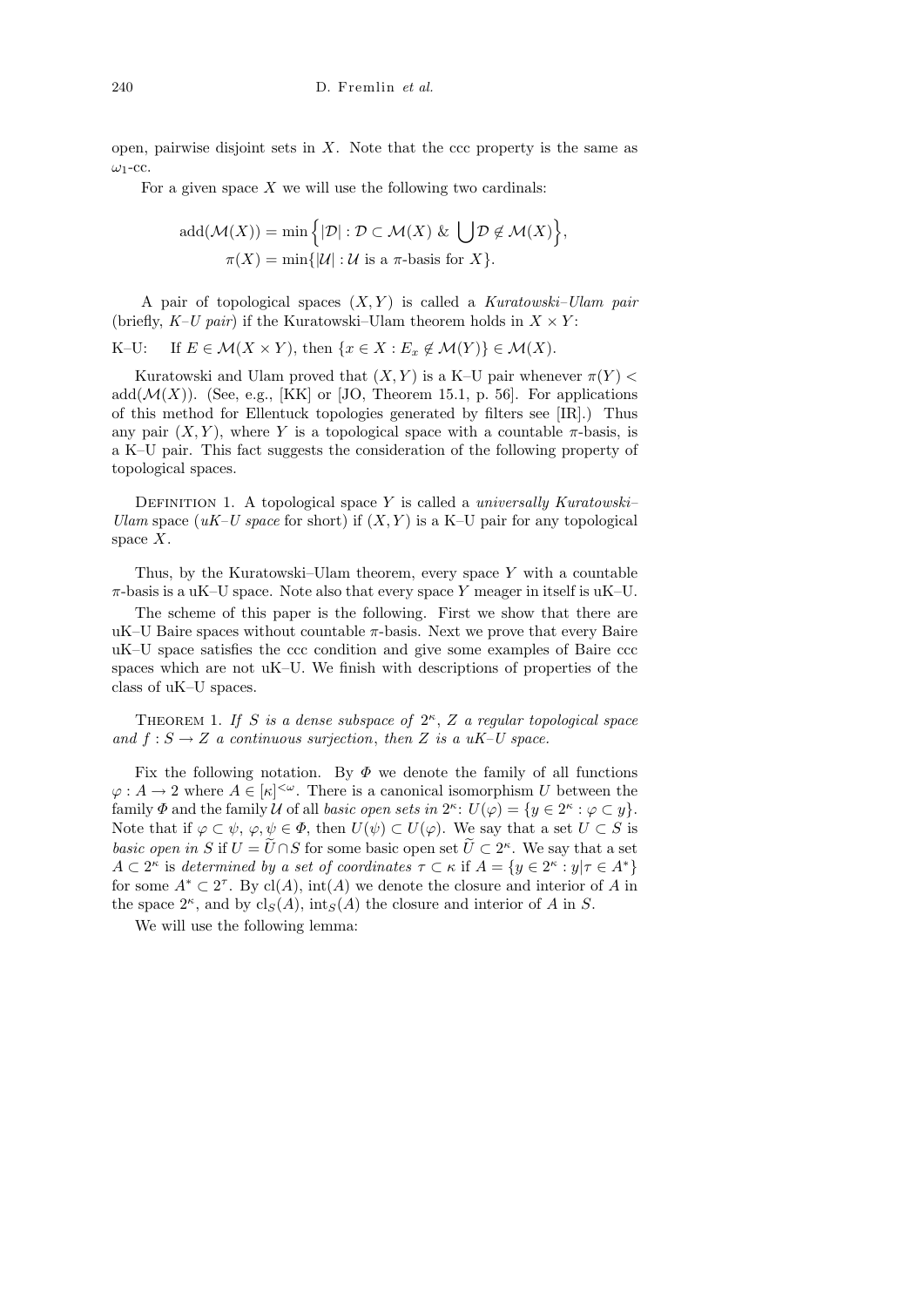open, pairwise disjoint sets in $X$. Note that the ccc property is the same as $\omega_1$-cc.

For a given space $X$ we will use the following two cardinals:

$$\operatorname{add}(\mathcal{M}(X)) = \min\Big\{|\mathcal{D}| : \mathcal{D} \subset \mathcal{M}(X) \ \& \ \bigcup \mathcal{D} \notin \mathcal{M}(X)\Big\},$$
$$\pi(X) = \min\{|\mathcal{U}| : \mathcal{U} \text{ is a } \pi\text{-basis for } X\}.$$

A pair of topological spaces $(X, Y)$ is called a *Kuratowski–Ulam pair* (briefly, *K–U pair*) if the Kuratowski–Ulam theorem holds in $X \times Y$:

K–U: If $E \in \mathcal{M}(X \times Y)$, then $\{x \in X : E_x \notin \mathcal{M}(Y)\} \in \mathcal{M}(X)$.

Kuratowski and Ulam proved that $(X, Y)$ is a K–U pair whenever $\pi(Y) < \operatorname{add}(\mathcal{M}(X))$. (See, e.g., [KK] or [JO, Theorem 15.1, p. 56]. For applications of this method for Ellentuck topologies generated by filters see [IR].) Thus any pair $(X, Y)$, where $Y$ is a topological space with a countable $\pi$-basis, is a K–U pair. This fact suggests the consideration of the following property of topological spaces.

Definition 1. A topological space $Y$ is called a *universally Kuratowski–Ulam* space (*uK–U space* for short) if $(X, Y)$ is a K–U pair for any topological space $X$.

Thus, by the Kuratowski–Ulam theorem, every space $Y$ with a countable $\pi$-basis is a uK–U space. Note also that every space $Y$ meager in itself is uK–U.

The scheme of this paper is the following. First we show that there are uK–U Baire spaces without countable $\pi$-basis. Next we prove that every Baire uK–U space satisfies the ccc condition and give some examples of Baire ccc spaces which are not uK–U. We finish with descriptions of properties of the class of uK–U spaces.

Theorem 1. *If $S$ is a dense subspace of $2^\kappa$, $Z$ a regular topological space and $f : S \to Z$ a continuous surjection, then $Z$ is a uK–U space.*

Fix the following notation. By $\Phi$ we denote the family of all functions $\varphi : A \to 2$ where $A \in [\kappa]^{<\omega}$. There is a canonical isomorphism $U$ between the family $\Phi$ and the family $\mathcal{U}$ of all *basic open sets in* $2^\kappa$: $U(\varphi) = \{y \in 2^\kappa : \varphi \subset y\}$. Note that if $\varphi \subset \psi$, $\varphi, \psi \in \Phi$, then $U(\psi) \subset U(\varphi)$. We say that a set $U \subset S$ is *basic open in* $S$ if $U = \widetilde{U} \cap S$ for some basic open set $\widetilde{U} \subset 2^\kappa$. We say that a set $A \subset 2^\kappa$ is *determined by a set of coordinates* $\tau \subset \kappa$ if $A = \{y \in 2^\kappa : y|\tau \in A^*\}$ for some $A^* \subset 2^\tau$. By $\operatorname{cl}(A)$, $\operatorname{int}(A)$ we denote the closure and interior of $A$ in the space $2^\kappa$, and by $\operatorname{cl}_S(A)$, $\operatorname{int}_S(A)$ the closure and interior of $A$ in $S$.

We will use the following lemma: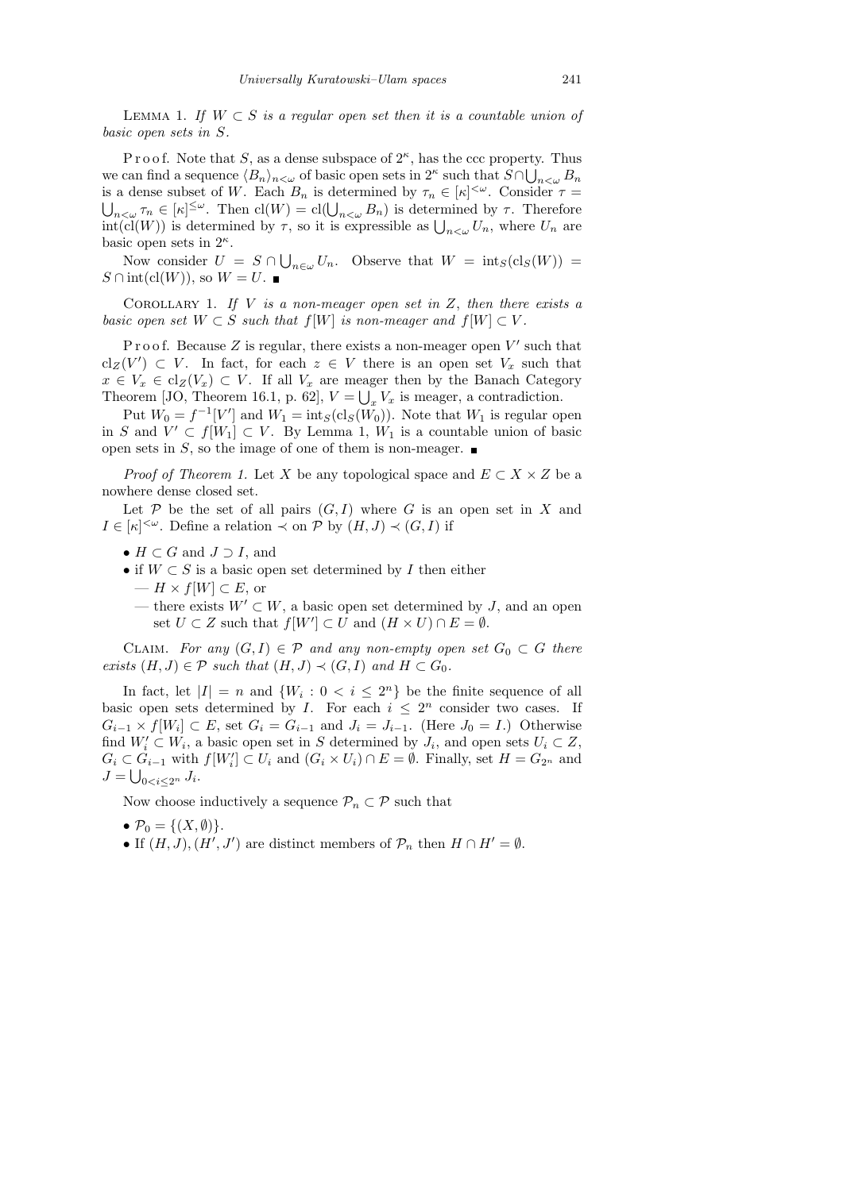LEMMA 1. *If $W \subset S$ is a regular open set then it is a countable union of basic open sets in $S$.*

P r o o f. Note that $S$, as a dense subspace of $2^\kappa$, has the ccc property. Thus we can find a sequence $\langle B_n \rangle_{n<\omega}$ of basic open sets in $2^\kappa$ such that $S \cap \bigcup_{n<\omega} B_n$ is a dense subset of $W$. Each $B_n$ is determined by $\tau_n \in [\kappa]^{<\omega}$. Consider $\tau = \bigcup_{n<\omega} \tau_n \in [\kappa]^{\leq\omega}$. Then $\mathrm{cl}(W) = \mathrm{cl}(\bigcup_{n<\omega} B_n)$ is determined by $\tau$. Therefore $\mathrm{int}(\mathrm{cl}(W))$ is determined by $\tau$, so it is expressible as $\bigcup_{n<\omega} U_n$, where $U_n$ are basic open sets in $2^\kappa$.

Now consider $U = S \cap \bigcup_{n\in\omega} U_n$. Observe that $W = \mathrm{int}_S(\mathrm{cl}_S(W)) = S \cap \mathrm{int}(\mathrm{cl}(W))$, so $W = U$. ■

COROLLARY 1. *If $V$ is a non-meager open set in $Z$, then there exists a basic open set $W \subset S$ such that $f[W]$ is non-meager and $f[W] \subset V$.*

P r o o f. Because $Z$ is regular, there exists a non-meager open $V'$ such that $\mathrm{cl}_Z(V') \subset V$. In fact, for each $z \in V$ there is an open set $V_x$ such that $x \in V_x \in \mathrm{cl}_Z(V_x) \subset V$. If all $V_x$ are meager then by the Banach Category Theorem [JO, Theorem 16.1, p. 62], $V = \bigcup_x V_x$ is meager, a contradiction.

Put $W_0 = f^{-1}[V']$ and $W_1 = \mathrm{int}_S(\mathrm{cl}_S(W_0))$. Note that $W_1$ is regular open in $S$ and $V' \subset f[W_1] \subset V$. By Lemma 1, $W_1$ is a countable union of basic open sets in $S$, so the image of one of them is non-meager. ■

*Proof of Theorem 1.* Let $X$ be any topological space and $E \subset X \times Z$ be a nowhere dense closed set.

Let $\mathcal{P}$ be the set of all pairs $(G, I)$ where $G$ is an open set in $X$ and $I \in [\kappa]^{<\omega}$. Define a relation $\prec$ on $\mathcal{P}$ by $(H, J) \prec (G, I)$ if

- $H \subset G$ and $J \supset I$, and
- if $W \subset S$ is a basic open set determined by $I$ then either
  - — $H \times f[W] \subset E$, or
  - — there exists $W' \subset W$, a basic open set determined by $J$, and an open set $U \subset Z$ such that $f[W'] \subset U$ and $(H \times U) \cap E = \emptyset$.

CLAIM. *For any $(G, I) \in \mathcal{P}$ and any non-empty open set $G_0 \subset G$ there exists $(H, J) \in \mathcal{P}$ such that $(H, J) \prec (G, I)$ and $H \subset G_0$.*

In fact, let $|I| = n$ and $\{W_i : 0 < i \leq 2^n\}$ be the finite sequence of all basic open sets determined by $I$. For each $i \leq 2^n$ consider two cases. If $G_{i-1} \times f[W_i] \subset E$, set $G_i = G_{i-1}$ and $J_i = J_{i-1}$. (Here $J_0 = I$.) Otherwise find $W_i' \subset W_i$, a basic open set in $S$ determined by $J_i$, and open sets $U_i \subset Z$, $G_i \subset G_{i-1}$ with $f[W_i'] \subset U_i$ and $(G_i \times U_i) \cap E = \emptyset$. Finally, set $H = G_{2^n}$ and $J = \bigcup_{0<i\leq 2^n} J_i$.

Now choose inductively a sequence $\mathcal{P}_n \subset \mathcal{P}$ such that

- $\mathcal{P}_0 = \{(X, \emptyset)\}$.
- If $(H, J), (H', J')$ are distinct members of $\mathcal{P}_n$ then $H \cap H' = \emptyset$.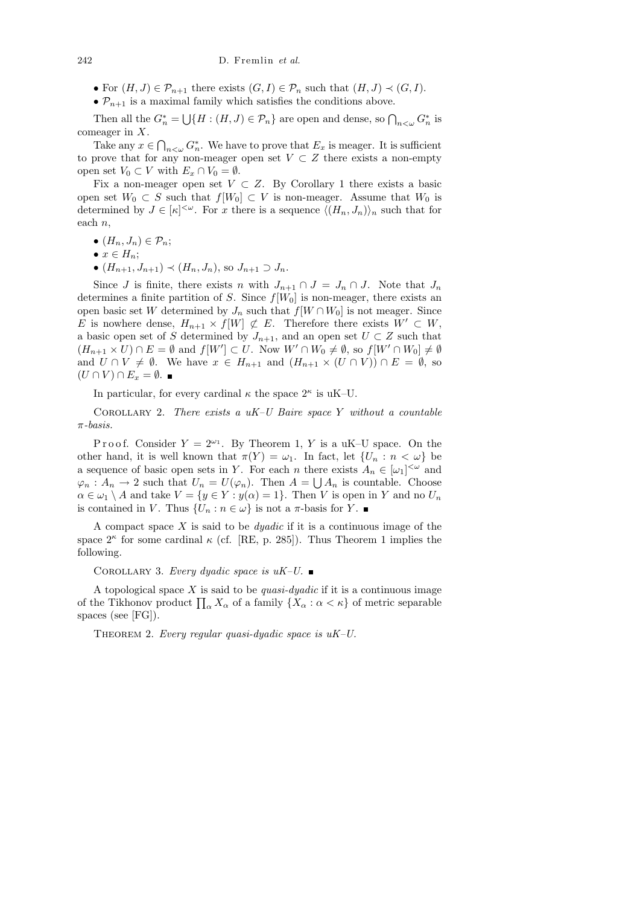- For $(H, J) \in \mathcal{P}_{n+1}$ there exists $(G, I) \in \mathcal{P}_n$ such that $(H, J) \prec (G, I)$.
- $\mathcal{P}_{n+1}$ is a maximal family which satisfies the conditions above.

Then all the $G_n^* = \bigcup\{H : (H, J) \in \mathcal{P}_n\}$ are open and dense, so $\bigcap_{n<\omega} G_n^*$ is comeager in $X$.

Take any $x \in \bigcap_{n<\omega} G_n^*$. We have to prove that $E_x$ is meager. It is sufficient to prove that for any non-meager open set $V \subset Z$ there exists a non-empty open set $V_0 \subset V$ with $E_x \cap V_0 = \emptyset$.

Fix a non-meager open set $V \subset Z$. By Corollary 1 there exists a basic open set $W_0 \subset S$ such that $f[W_0] \subset V$ is non-meager. Assume that $W_0$ is determined by $J \in [\kappa]^{<\omega}$. For $x$ there is a sequence $\langle (H_n, J_n) \rangle_n$ such that for each $n$,

- $(H_n, J_n) \in \mathcal{P}_n$;
- $x \in H_n$;
- $(H_{n+1}, J_{n+1}) \prec (H_n, J_n)$, so $J_{n+1} \supset J_n$.

Since $J$ is finite, there exists $n$ with $J_{n+1} \cap J = J_n \cap J$. Note that $J_n$ determines a finite partition of $S$. Since $f[W_0]$ is non-meager, there exists an open basic set $W$ determined by $J_n$ such that $f[W \cap W_0]$ is not meager. Since $E$ is nowhere dense, $H_{n+1} \times f[W] \not\subset E$. Therefore there exists $W' \subset W$, a basic open set of $S$ determined by $J_{n+1}$, and an open set $U \subset Z$ such that $(H_{n+1} \times U) \cap E = \emptyset$ and $f[W'] \subset U$. Now $W' \cap W_0 \neq \emptyset$, so $f[W' \cap W_0] \neq \emptyset$ and $U \cap V \neq \emptyset$. We have $x \in H_{n+1}$ and $(H_{n+1} \times (U \cap V)) \cap E = \emptyset$, so $(U \cap V) \cap E_x = \emptyset$. ∎

In particular, for every cardinal $\kappa$ the space $2^\kappa$ is uK–U.

Corollary 2. *There exists a uK–U Baire space $Y$ without a countable $\pi$-basis.*

Proof. Consider $Y = 2^{\omega_1}$. By Theorem 1, $Y$ is a uK–U space. On the other hand, it is well known that $\pi(Y) = \omega_1$. In fact, let $\{U_n : n < \omega\}$ be a sequence of basic open sets in $Y$. For each $n$ there exists $A_n \in [\omega_1]^{<\omega}$ and $\varphi_n : A_n \to 2$ such that $U_n = U(\varphi_n)$. Then $A = \bigcup A_n$ is countable. Choose $\alpha \in \omega_1 \setminus A$ and take $V = \{y \in Y : y(\alpha) = 1\}$. Then $V$ is open in $Y$ and no $U_n$ is contained in $V$. Thus $\{U_n : n \in \omega\}$ is not a $\pi$-basis for $Y$. ∎

A compact space $X$ is said to be *dyadic* if it is a continuous image of the space $2^\kappa$ for some cardinal $\kappa$ (cf. [RE, p. 285]). Thus Theorem 1 implies the following.

Corollary 3. *Every dyadic space is uK–U.* ∎

A topological space $X$ is said to be *quasi-dyadic* if it is a continuous image of the Tikhonov product $\prod_\alpha X_\alpha$ of a family $\{X_\alpha : \alpha < \kappa\}$ of metric separable spaces (see [FG]).

Theorem 2. *Every regular quasi-dyadic space is uK–U.*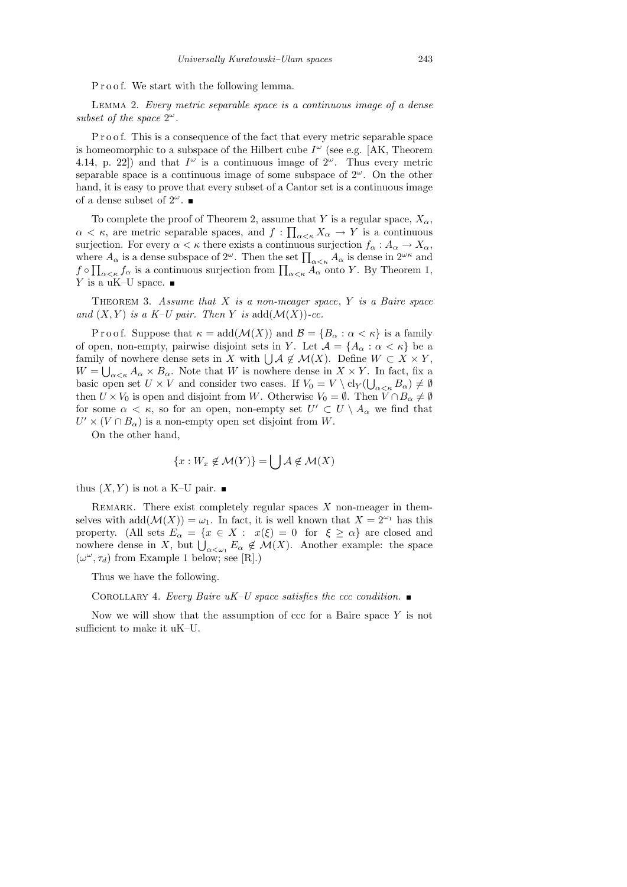P r o o f. We start with the following lemma.

Lemma 2. *Every metric separable space is a continuous image of a dense subset of the space* $2^\omega$.

P r o o f. This is a consequence of the fact that every metric separable space is homeomorphic to a subspace of the Hilbert cube $I^\omega$ (see e.g. [AK, Theorem 4.14, p. 22]) and that $I^\omega$ is a continuous image of $2^\omega$. Thus every metric separable space is a continuous image of some subspace of $2^\omega$. On the other hand, it is easy to prove that every subset of a Cantor set is a continuous image of a dense subset of $2^\omega$. ■

To complete the proof of Theorem 2, assume that $Y$ is a regular space, $X_\alpha$, $\alpha < \kappa$, are metric separable spaces, and $f : \prod_{\alpha<\kappa} X_\alpha \to Y$ is a continuous surjection. For every $\alpha < \kappa$ there exists a continuous surjection $f_\alpha : A_\alpha \to X_\alpha$, where $A_\alpha$ is a dense subspace of $2^\omega$. Then the set $\prod_{\alpha<\kappa} A_\alpha$ is dense in $2^{\omega\kappa}$ and $f \circ \prod_{\alpha<\kappa} f_\alpha$ is a continuous surjection from $\prod_{\alpha<\kappa} A_\alpha$ onto $Y$. By Theorem 1, $Y$ is a uK–U space. ■

Theorem 3. *Assume that $X$ is a non-meager space, $Y$ is a Baire space and $(X, Y)$ is a K–U pair. Then $Y$ is* $\mathrm{add}(\mathcal{M}(X))$*-cc.*

P r o o f. Suppose that $\kappa = \mathrm{add}(\mathcal{M}(X))$ and $\mathcal{B} = \{B_\alpha : \alpha < \kappa\}$ is a family of open, non-empty, pairwise disjoint sets in $Y$. Let $\mathcal{A} = \{A_\alpha : \alpha < \kappa\}$ be a family of nowhere dense sets in $X$ with $\bigcup \mathcal{A} \notin \mathcal{M}(X)$. Define $W \subset X \times Y$, $W = \bigcup_{\alpha<\kappa} A_\alpha \times B_\alpha$. Note that $W$ is nowhere dense in $X \times Y$. In fact, fix a basic open set $U \times V$ and consider two cases. If $V_0 = V \setminus \mathrm{cl}_Y(\bigcup_{\alpha<\kappa} B_\alpha) \neq \emptyset$ then $U \times V_0$ is open and disjoint from $W$. Otherwise $V_0 = \emptyset$. Then $V \cap B_\alpha \neq \emptyset$ for some $\alpha < \kappa$, so for an open, non-empty set $U' \subset U \setminus A_\alpha$ we find that $U' \times (V \cap B_\alpha)$ is a non-empty open set disjoint from $W$.

On the other hand,

$$\{x : W_x \notin \mathcal{M}(Y)\} = \bigcup \mathcal{A} \notin \mathcal{M}(X)$$

thus $(X, Y)$ is not a K–U pair. ■

Remark. There exist completely regular spaces $X$ non-meager in themselves with $\mathrm{add}(\mathcal{M}(X)) = \omega_1$. In fact, it is well known that $X = 2^{\omega_1}$ has this property. (All sets $E_\alpha = \{x \in X : \ x(\xi) = 0 \ \text{ for } \ \xi \geq \alpha\}$ are closed and nowhere dense in $X$, but $\bigcup_{\alpha<\omega_1} E_\alpha \notin \mathcal{M}(X)$. Another example: the space $(\omega^\omega, \tau_d)$ from Example 1 below; see [R].)

Thus we have the following.

Corollary 4. *Every Baire uK–U space satisfies the ccc condition.* ■

Now we will show that the assumption of ccc for a Baire space $Y$ is not sufficient to make it uK–U.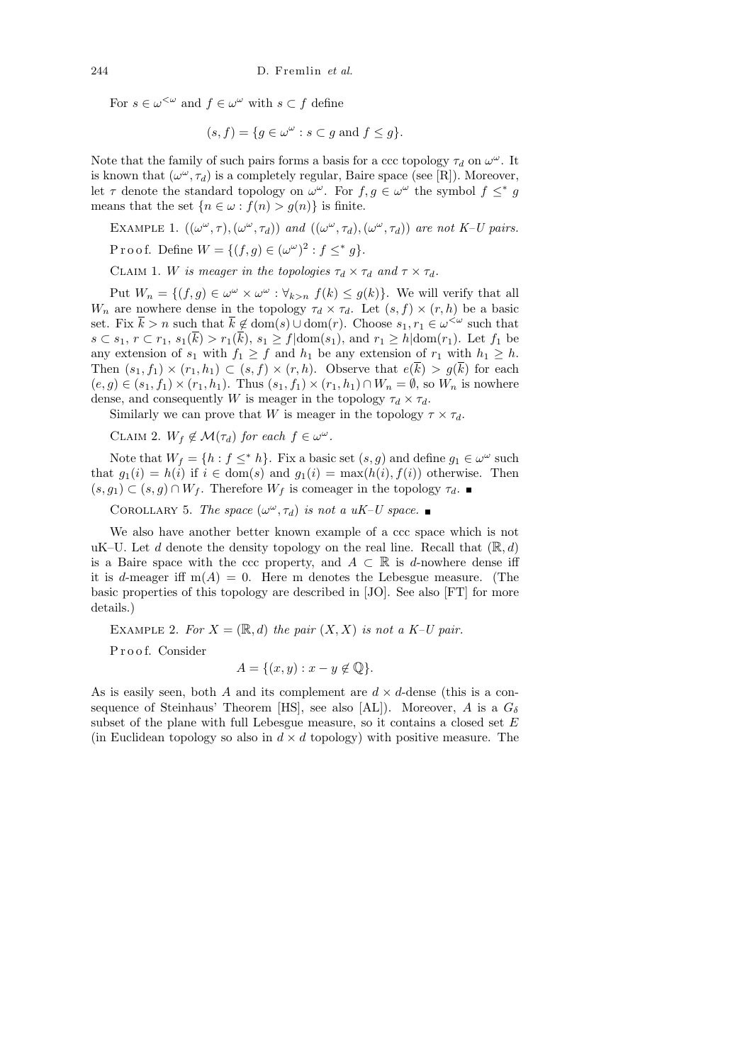For $s \in \omega^{<\omega}$ and $f \in \omega^\omega$ with $s \subset f$ define

$$(s, f) = \{g \in \omega^\omega : s \subset g \text{ and } f \leq g\}.$$

Note that the family of such pairs forms a basis for a ccc topology $\tau_d$ on $\omega^\omega$. It is known that $(\omega^\omega, \tau_d)$ is a completely regular, Baire space (see [R]). Moreover, let $\tau$ denote the standard topology on $\omega^\omega$. For $f, g \in \omega^\omega$ the symbol $f \leq^* g$ means that the set $\{n \in \omega : f(n) > g(n)\}$ is finite.

Example 1. *$((\omega^\omega, \tau), (\omega^\omega, \tau_d))$ and $((\omega^\omega, \tau_d), (\omega^\omega, \tau_d))$ are not K–U pairs.*

Proof. Define $W = \{(f, g) \in (\omega^\omega)^2 : f \leq^* g\}$.

Claim 1. *$W$ is meager in the topologies $\tau_d \times \tau_d$ and $\tau \times \tau_d$.*

Put $W_n = \{(f, g) \in \omega^\omega \times \omega^\omega : \forall_{k>n}\ f(k) \leq g(k)\}$. We will verify that all $W_n$ are nowhere dense in the topology $\tau_d \times \tau_d$. Let $(s, f) \times (r, h)$ be a basic set. Fix $\overline{k} > n$ such that $\overline{k} \notin \mathrm{dom}(s) \cup \mathrm{dom}(r)$. Choose $s_1, r_1 \in \omega^{<\omega}$ such that $s \subset s_1$, $r \subset r_1$, $s_1(\overline{k}) > r_1(\overline{k})$, $s_1 \geq f|\mathrm{dom}(s_1)$, and $r_1 \geq h|\mathrm{dom}(r_1)$. Let $f_1$ be any extension of $s_1$ with $f_1 \geq f$ and $h_1$ be any extension of $r_1$ with $h_1 \geq h$. Then $(s_1, f_1) \times (r_1, h_1) \subset (s, f) \times (r, h)$. Observe that $e(\overline{k}) > g(\overline{k})$ for each $(e, g) \in (s_1, f_1) \times (r_1, h_1)$. Thus $(s_1, f_1) \times (r_1, h_1) \cap W_n = \emptyset$, so $W_n$ is nowhere dense, and consequently $W$ is meager in the topology $\tau_d \times \tau_d$.

Similarly we can prove that $W$ is meager in the topology $\tau \times \tau_d$.

Claim 2. *$W_f \notin \mathcal{M}(\tau_d)$ for each $f \in \omega^\omega$.*

Note that $W_f = \{h : f \leq^* h\}$. Fix a basic set $(s, g)$ and define $g_1 \in \omega^\omega$ such that $g_1(i) = h(i)$ if $i \in \mathrm{dom}(s)$ and $g_1(i) = \max(h(i), f(i))$ otherwise. Then $(s, g_1) \subset (s, g) \cap W_f$. Therefore $W_f$ is comeager in the topology $\tau_d$. ∎

Corollary 5. *The space $(\omega^\omega, \tau_d)$ is not a uK–U space.* ∎

We also have another better known example of a ccc space which is not uK–U. Let $d$ denote the density topology on the real line. Recall that $(\mathbb{R}, d)$ is a Baire space with the ccc property, and $A \subset \mathbb{R}$ is $d$-nowhere dense iff it is $d$-meager iff $\mathrm{m}(A) = 0$. Here m denotes the Lebesgue measure. (The basic properties of this topology are described in [JO]. See also [FT] for more details.)

Example 2. *For $X = (\mathbb{R}, d)$ the pair $(X, X)$ is not a K–U pair.*

Proof. Consider

$$A = \{(x, y) : x - y \notin \mathbb{Q}\}.$$

As is easily seen, both $A$ and its complement are $d \times d$-dense (this is a consequence of Steinhaus' Theorem [HS], see also [AL]). Moreover, $A$ is a $G_\delta$ subset of the plane with full Lebesgue measure, so it contains a closed set $E$ (in Euclidean topology so also in $d \times d$ topology) with positive measure. The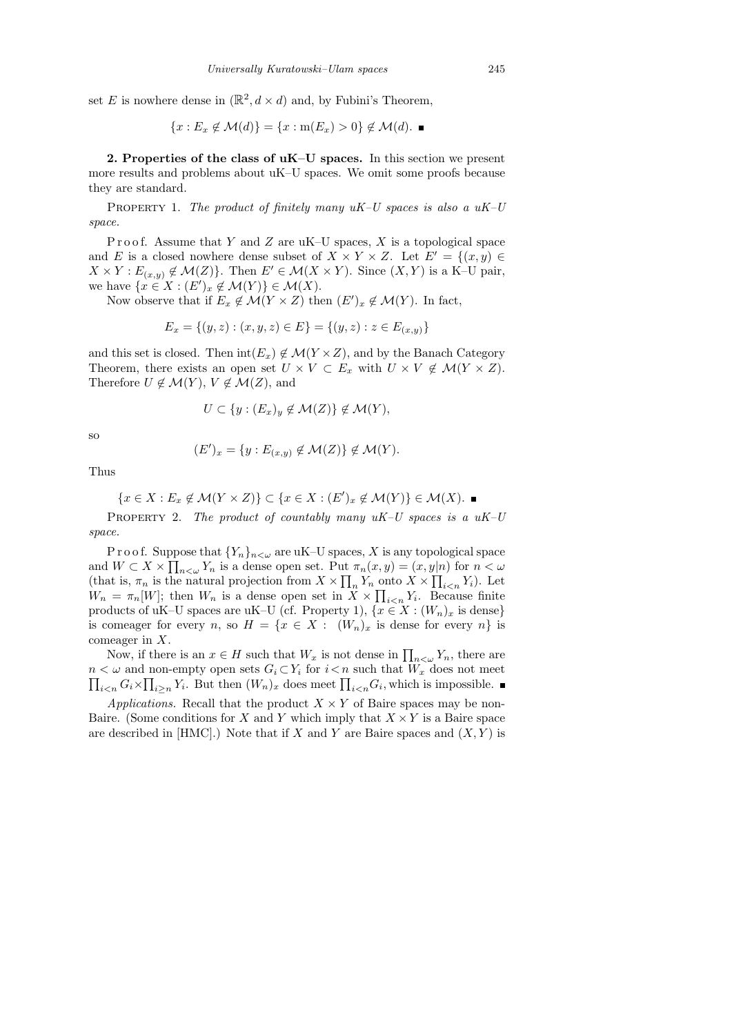set $E$ is nowhere dense in $(\mathbb{R}^2, d \times d)$ and, by Fubini's Theorem,

$$\{x : E_x \notin \mathcal{M}(d)\} = \{x : \mathrm{m}(E_x) > 0\} \notin \mathcal{M}(d). \ \blacksquare$$

**2. Properties of the class of uK–U spaces.** In this section we present more results and problems about uK–U spaces. We omit some proofs because they are standard.

Property 1. *The product of finitely many uK–U spaces is also a uK–U space.*

Proof. Assume that $Y$ and $Z$ are uK–U spaces, $X$ is a topological space and $E$ is a closed nowhere dense subset of $X \times Y \times Z$. Let $E' = \{(x, y) \in X \times Y : E_{(x,y)} \notin \mathcal{M}(Z)\}$. Then $E' \in \mathcal{M}(X \times Y)$. Since $(X, Y)$ is a K–U pair, we have $\{x \in X : (E')_x \notin \mathcal{M}(Y)\} \in \mathcal{M}(X)$.

Now observe that if $E_x \notin \mathcal{M}(Y \times Z)$ then $(E')_x \notin \mathcal{M}(Y)$. In fact,

$$E_x = \{(y, z) : (x, y, z) \in E\} = \{(y, z) : z \in E_{(x,y)}\}$$

and this set is closed. Then $\mathrm{int}(E_x) \notin \mathcal{M}(Y \times Z)$, and by the Banach Category Theorem, there exists an open set $U \times V \subset E_x$ with $U \times V \notin \mathcal{M}(Y \times Z)$. Therefore $U \notin \mathcal{M}(Y)$, $V \notin \mathcal{M}(Z)$, and

$$U \subset \{y : (E_x)_y \notin \mathcal{M}(Z)\} \notin \mathcal{M}(Y),$$

so

$$(E')_x = \{y : E_{(x,y)} \notin \mathcal{M}(Z)\} \notin \mathcal{M}(Y).$$

Thus

$$\{x \in X : E_x \notin \mathcal{M}(Y \times Z)\} \subset \{x \in X : (E')_x \notin \mathcal{M}(Y)\} \in \mathcal{M}(X). \ \blacksquare$$

Property 2. *The product of countably many uK–U spaces is a uK–U space.*

Proof. Suppose that $\{Y_n\}_{n<\omega}$ are uK–U spaces, $X$ is any topological space and $W \subset X \times \prod_{n<\omega} Y_n$ is a dense open set. Put $\pi_n(x, y) = (x, y|n)$ for $n < \omega$ (that is, $\pi_n$ is the natural projection from $X \times \prod_n Y_n$ onto $X \times \prod_{i<n} Y_i$). Let $W_n = \pi_n[W]$; then $W_n$ is a dense open set in $X \times \prod_{i<n} Y_i$. Because finite products of uK–U spaces are uK–U (cf. Property 1), $\{x \in X : (W_n)_x \text{ is dense}\}$ is comeager for every $n$, so $H = \{x \in X : (W_n)_x \text{ is dense for every } n\}$ is comeager in $X$.

Now, if there is an $x \in H$ such that $W_x$ is not dense in $\prod_{n<\omega} Y_n$, there are $n < \omega$ and non-empty open sets $G_i \subset Y_i$ for $i < n$ such that $W_x$ does not meet $\prod_{i<n} G_i \times \prod_{i\ge n} Y_i$. But then $(W_n)_x$ does meet $\prod_{i<n} G_i$, which is impossible. $\blacksquare$

*Applications.* Recall that the product $X \times Y$ of Baire spaces may be non-Baire. (Some conditions for $X$ and $Y$ which imply that $X \times Y$ is a Baire space are described in [HMC].) Note that if $X$ and $Y$ are Baire spaces and $(X, Y)$ is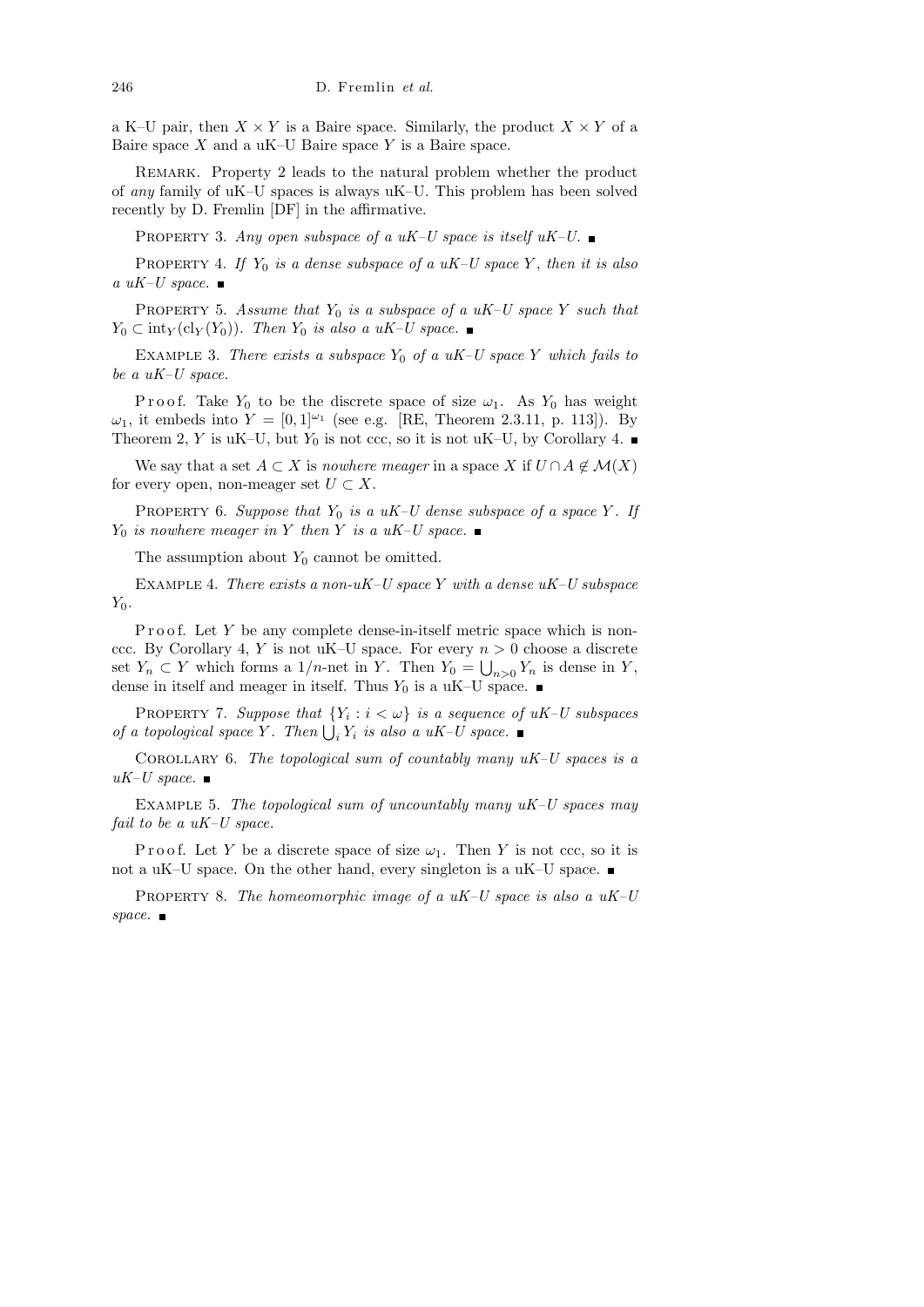a K–U pair, then $X \times Y$ is a Baire space. Similarly, the product $X \times Y$ of a Baire space $X$ and a uK–U Baire space $Y$ is a Baire space.

Remark. Property 2 leads to the natural problem whether the product of *any* family of uK–U spaces is always uK–U. This problem has been solved recently by D. Fremlin [DF] in the affirmative.

Property 3. *Any open subspace of a uK–U space is itself uK–U.* ∎

Property 4. *If $Y_0$ is a dense subspace of a uK–U space $Y$, then it is also a uK–U space.* ∎

Property 5. *Assume that $Y_0$ is a subspace of a uK–U space $Y$ such that $Y_0 \subset \mathrm{int}_Y(\mathrm{cl}_Y(Y_0))$. Then $Y_0$ is also a uK–U space.* ∎

Example 3. *There exists a subspace $Y_0$ of a uK–U space $Y$ which fails to be a uK–U space.*

Proof. Take $Y_0$ to be the discrete space of size $\omega_1$. As $Y_0$ has weight $\omega_1$, it embeds into $Y = [0,1]^{\omega_1}$ (see e.g. [RE, Theorem 2.3.11, p. 113]). By Theorem 2, $Y$ is uK–U, but $Y_0$ is not ccc, so it is not uK–U, by Corollary 4. ∎

We say that a set $A \subset X$ is *nowhere meager* in a space $X$ if $U \cap A \notin \mathcal{M}(X)$ for every open, non-meager set $U \subset X$.

Property 6. *Suppose that $Y_0$ is a uK–U dense subspace of a space $Y$. If $Y_0$ is nowhere meager in $Y$ then $Y$ is a uK–U space.* ∎

The assumption about $Y_0$ cannot be omitted.

Example 4. *There exists a non-uK–U space $Y$ with a dense uK–U subspace $Y_0$.*

Proof. Let $Y$ be any complete dense-in-itself metric space which is non-ccc. By Corollary 4, $Y$ is not uK–U space. For every $n > 0$ choose a discrete set $Y_n \subset Y$ which forms a $1/n$-net in $Y$. Then $Y_0 = \bigcup_{n>0} Y_n$ is dense in $Y$, dense in itself and meager in itself. Thus $Y_0$ is a uK–U space. ∎

Property 7. *Suppose that $\{Y_i : i < \omega\}$ is a sequence of uK–U subspaces of a topological space $Y$. Then $\bigcup_i Y_i$ is also a uK–U space.* ∎

Corollary 6. *The topological sum of countably many uK–U spaces is a uK–U space.* ∎

Example 5. *The topological sum of uncountably many uK–U spaces may fail to be a uK–U space.*

Proof. Let $Y$ be a discrete space of size $\omega_1$. Then $Y$ is not ccc, so it is not a uK–U space. On the other hand, every singleton is a uK–U space. ∎

Property 8. *The homeomorphic image of a uK–U space is also a uK–U space.* ∎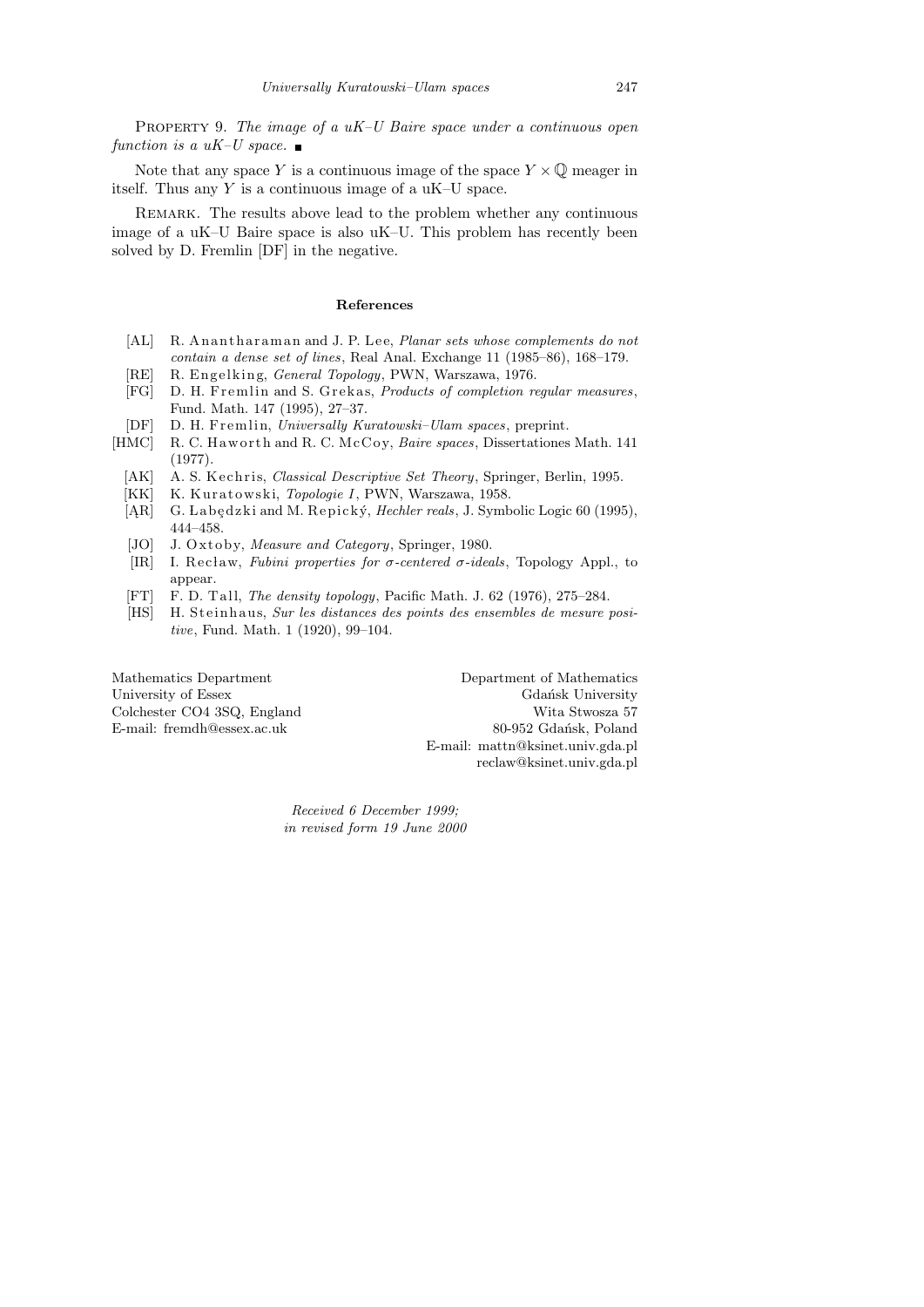PROPERTY 9. *The image of a uK–U Baire space under a continuous open function is a uK–U space.* ■

Note that any space $Y$ is a continuous image of the space $Y \times \mathbb{Q}$ meager in itself. Thus any $Y$ is a continuous image of a uK–U space.

REMARK. The results above lead to the problem whether any continuous image of a uK–U Baire space is also uK–U. This problem has recently been solved by D. Fremlin [DF] in the negative.

## References

- [AL] R. Anantharaman and J. P. Lee, *Planar sets whose complements do not contain a dense set of lines*, Real Anal. Exchange 11 (1985–86), 168–179.
- [RE] R. Engelking, *General Topology*, PWN, Warszawa, 1976.
- [FG] D. H. Fremlin and S. Grekas, *Products of completion regular measures*, Fund. Math. 147 (1995), 27–37.
- [DF] D. H. Fremlin, *Universally Kuratowski–Ulam spaces*, preprint.
- [HMC] R. C. Haworth and R. C. McCoy, *Baire spaces*, Dissertationes Math. 141 (1977).
- [AK] A. S. Kechris, *Classical Descriptive Set Theory*, Springer, Berlin, 1995.
- [KK] K. Kuratowski, *Topologie I*, PWN, Warszawa, 1958.
- [ĄR] G. Łabędzki and M. Repický, *Hechler reals*, J. Symbolic Logic 60 (1995), 444–458.
- [JO] J. Oxtoby, *Measure and Category*, Springer, 1980.
- [IR] I. Recław, *Fubini properties for σ-centered σ-ideals*, Topology Appl., to appear.
- [FT] F. D. Tall, *The density topology*, Pacific Math. J. 62 (1976), 275–284.
- [HS] H. Steinhaus, *Sur les distances des points des ensembles de mesure positive*, Fund. Math. 1 (1920), 99–104.

Mathematics Department
University of Essex
Colchester CO4 3SQ, England
E-mail: fremdh@essex.ac.uk

Department of Mathematics
Gdańsk University
Wita Stwosza 57
80-952 Gdańsk, Poland
E-mail: mattn@ksinet.univ.gda.pl
reclaw@ksinet.univ.gda.pl

*Received 6 December 1999;*
*in revised form 19 June 2000*